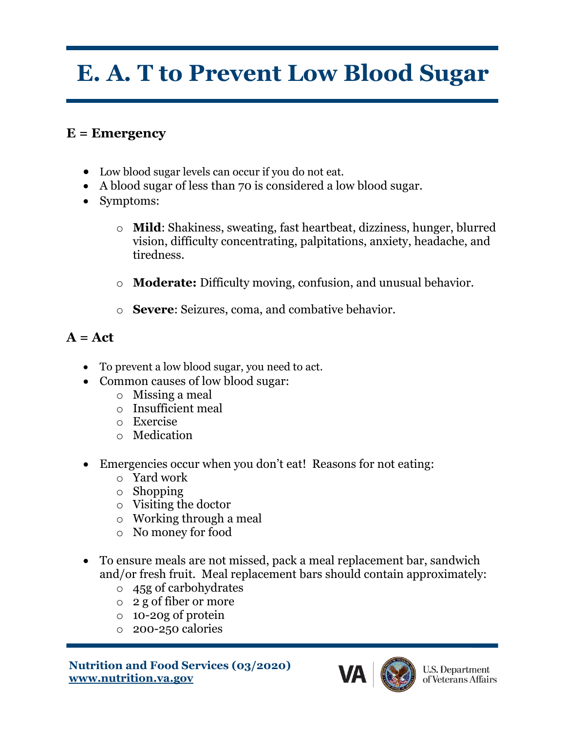# E. A. T to Prevent Low Blood Sugar

## E = Emergency

- Low blood sugar levels can occur if you do not eat.
- A blood sugar of less than 70 is considered a low blood sugar.
- Symptoms:
  - **Mild**: Shakiness, sweating, fast heartbeat, dizziness, hunger, blurred vision, difficulty concentrating, palpitations, anxiety, headache, and tiredness.
  - **Moderate:** Difficulty moving, confusion, and unusual behavior.
  - **Severe**: Seizures, coma, and combative behavior.

## A = Act

- To prevent a low blood sugar, you need to act.
- Common causes of low blood sugar:
  - Missing a meal
  - Insufficient meal
  - Exercise
  - Medication
- Emergencies occur when you don't eat! Reasons for not eating:
  - Yard work
  - Shopping
  - Visiting the doctor
  - Working through a meal
  - No money for food
- To ensure meals are not missed, pack a meal replacement bar, sandwich and/or fresh fruit. Meal replacement bars should contain approximately:
  - 45g of carbohydrates
  - 2 g of fiber or more
  - 10-20g of protein
  - 200-250 calories

**Nutrition and Food Services (03/2020)**
**www.nutrition.va.gov**

VA | U.S. Department of Veterans Affairs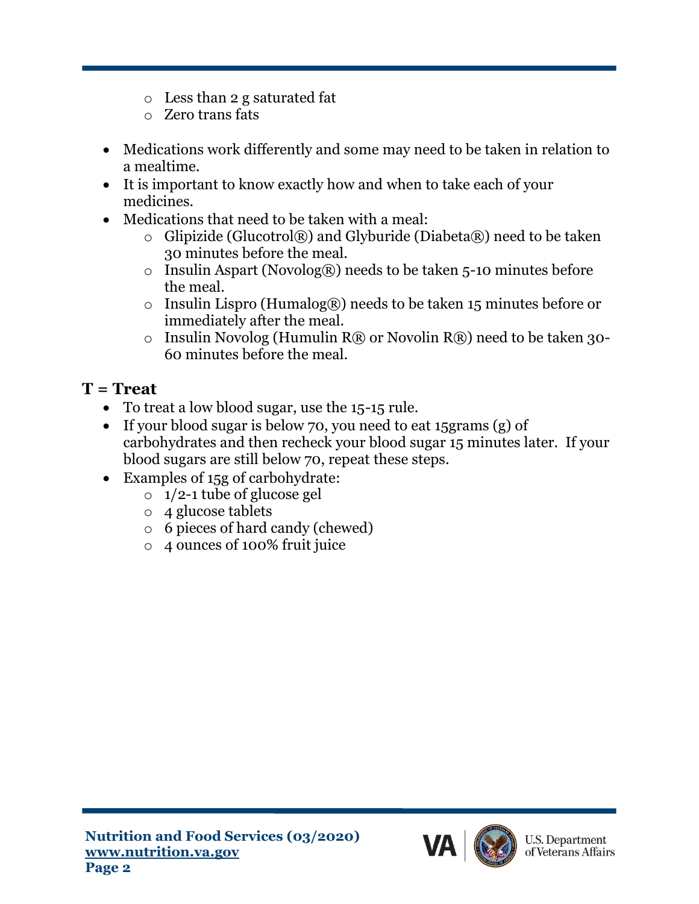- Less than 2 g saturated fat
- Zero trans fats

- Medications work differently and some may need to be taken in relation to a mealtime.
- It is important to know exactly how and when to take each of your medicines.
- Medications that need to be taken with a meal:
  - Glipizide (Glucotrol®) and Glyburide (Diabeta®) need to be taken 30 minutes before the meal.
  - Insulin Aspart (Novolog®) needs to be taken 5-10 minutes before the meal.
  - Insulin Lispro (Humalog®) needs to be taken 15 minutes before or immediately after the meal.
  - Insulin Novolog (Humulin R® or Novolin R®) need to be taken 30-60 minutes before the meal.

## T = Treat

- To treat a low blood sugar, use the 15-15 rule.
- If your blood sugar is below 70, you need to eat 15grams (g) of carbohydrates and then recheck your blood sugar 15 minutes later. If your blood sugars are still below 70, repeat these steps.
- Examples of 15g of carbohydrate:
  - 1/2-1 tube of glucose gel
  - 4 glucose tablets
  - 6 pieces of hard candy (chewed)
  - 4 ounces of 100% fruit juice

**Nutrition and Food Services (03/2020)**
**www.nutrition.va.gov**

U.S. Department of Veterans Affairs